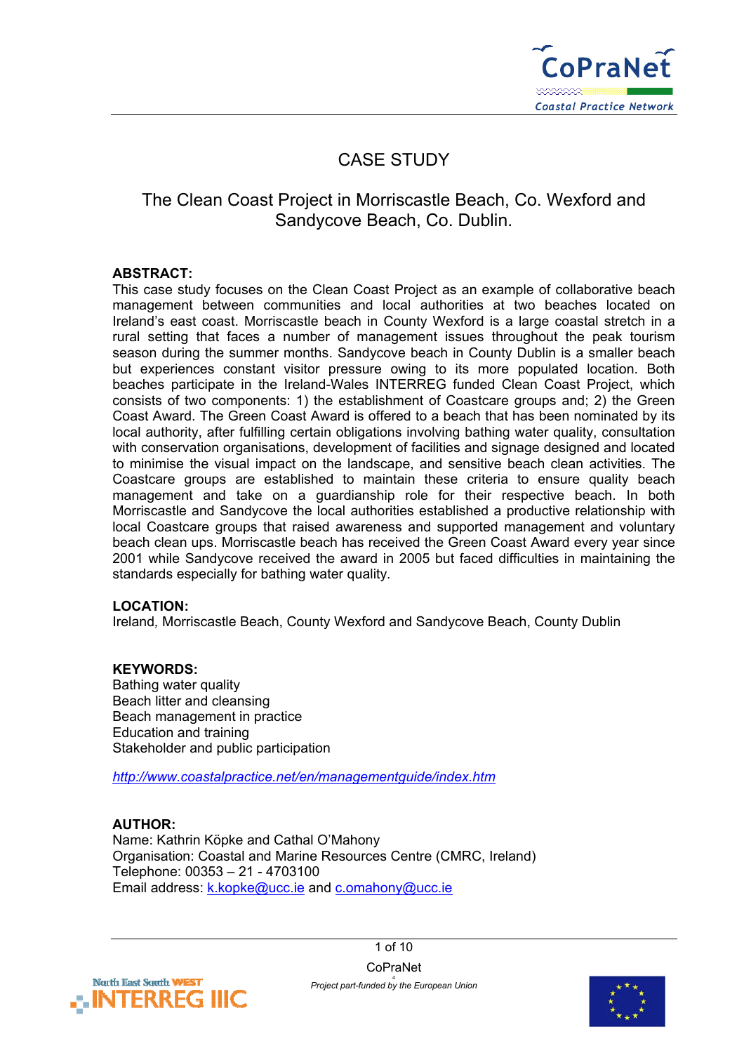# CASE STUDY

## The Clean Coast Project in Morriscastle Beach, Co. Wexford and Sandycove Beach, Co. Dublin.

**ABSTRACT:**

This case study focuses on the Clean Coast Project as an example of collaborative beach management between communities and local authorities at two beaches located on Ireland's east coast. Morriscastle beach in County Wexford is a large coastal stretch in a rural setting that faces a number of management issues throughout the peak tourism season during the summer months. Sandycove beach in County Dublin is a smaller beach but experiences constant visitor pressure owing to its more populated location. Both beaches participate in the Ireland-Wales INTERREG funded Clean Coast Project, which consists of two components: 1) the establishment of Coastcare groups and; 2) the Green Coast Award. The Green Coast Award is offered to a beach that has been nominated by its local authority, after fulfilling certain obligations involving bathing water quality, consultation with conservation organisations, development of facilities and signage designed and located to minimise the visual impact on the landscape, and sensitive beach clean activities. The Coastcare groups are established to maintain these criteria to ensure quality beach management and take on a guardianship role for their respective beach. In both Morriscastle and Sandycove the local authorities established a productive relationship with local Coastcare groups that raised awareness and supported management and voluntary beach clean ups. Morriscastle beach has received the Green Coast Award every year since 2001 while Sandycove received the award in 2005 but faced difficulties in maintaining the standards especially for bathing water quality.

**LOCATION:**

Ireland, Morriscastle Beach, County Wexford and Sandycove Beach, County Dublin

**KEYWORDS:**

Bathing water quality
Beach litter and cleansing
Beach management in practice
Education and training
Stakeholder and public participation

*http://www.coastalpractice.net/en/managementguide/index.htm*

**AUTHOR:**

Name: Kathrin Köpke and Cathal O'Mahony
Organisation: Coastal and Marine Resources Centre (CMRC, Ireland)
Telephone: 00353 – 21 - 4703100
Email address: k.kopke@ucc.ie and c.omahony@ucc.ie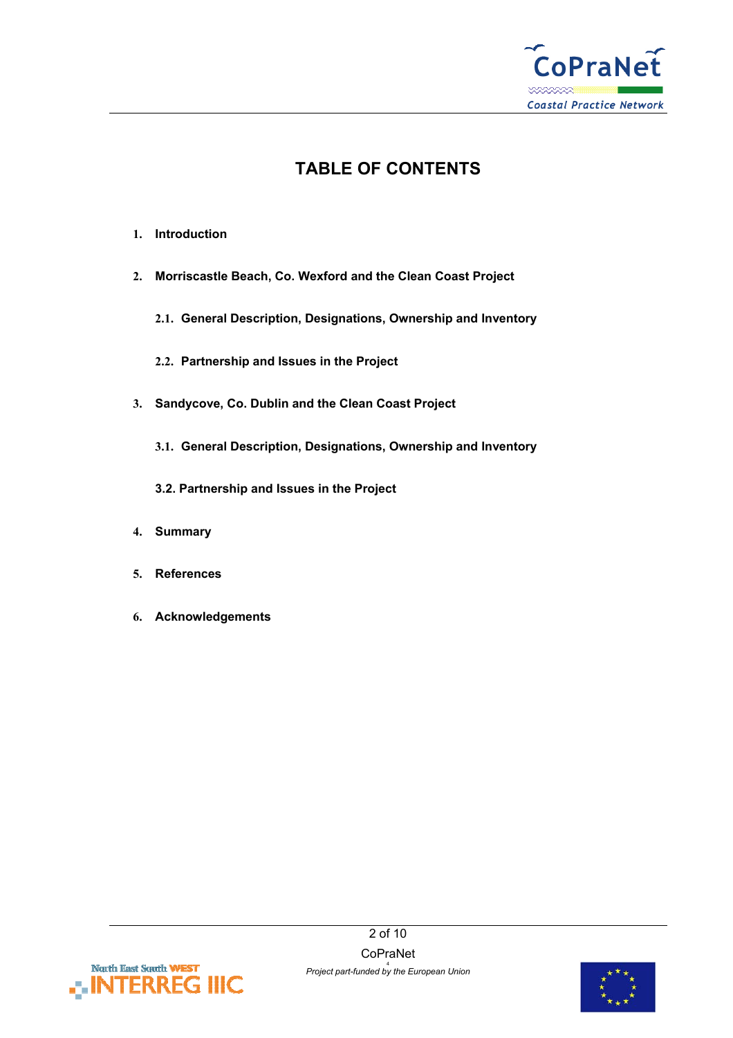# TABLE OF CONTENTS

1. **Introduction**

2. **Morriscastle Beach, Co. Wexford and the Clean Coast Project**

   2.1. **General Description, Designations, Ownership and Inventory**

   2.2. **Partnership and Issues in the Project**

3. **Sandycove, Co. Dublin and the Clean Coast Project**

   3.1. **General Description, Designations, Ownership and Inventory**

   **3.2. Partnership and Issues in the Project**

4. **Summary**

5. **References**

6. **Acknowledgements**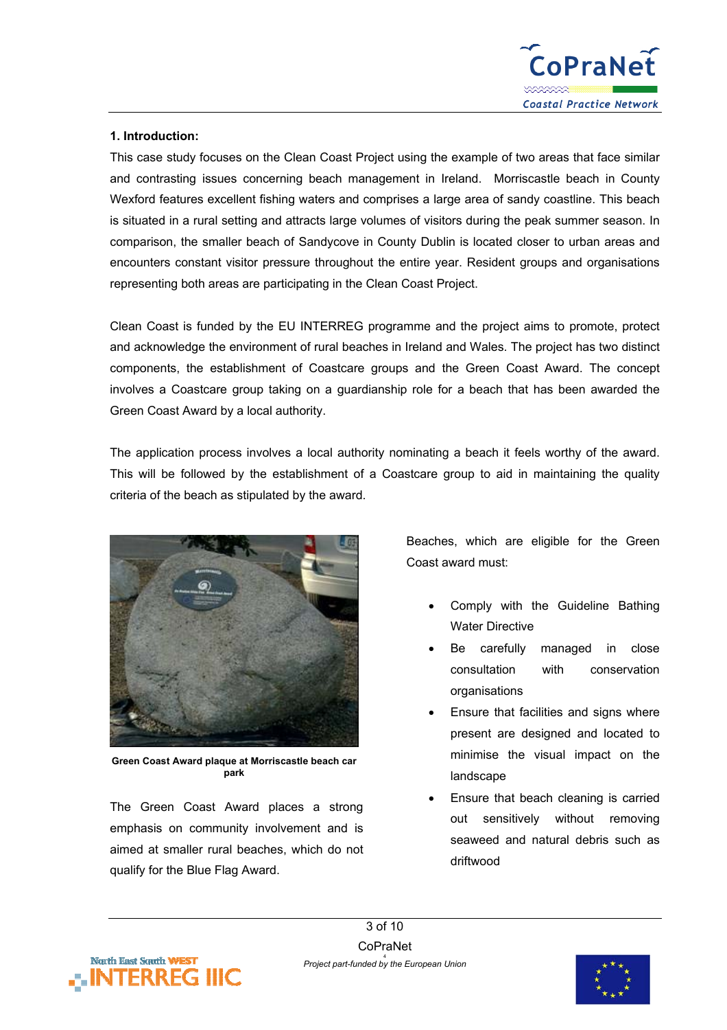### 1. Introduction:

This case study focuses on the Clean Coast Project using the example of two areas that face similar and contrasting issues concerning beach management in Ireland. Morriscastle beach in County Wexford features excellent fishing waters and comprises a large area of sandy coastline. This beach is situated in a rural setting and attracts large volumes of visitors during the peak summer season. In comparison, the smaller beach of Sandycove in County Dublin is located closer to urban areas and encounters constant visitor pressure throughout the entire year. Resident groups and organisations representing both areas are participating in the Clean Coast Project.

Clean Coast is funded by the EU INTERREG programme and the project aims to promote, protect and acknowledge the environment of rural beaches in Ireland and Wales. The project has two distinct components, the establishment of Coastcare groups and the Green Coast Award. The concept involves a Coastcare group taking on a guardianship role for a beach that has been awarded the Green Coast Award by a local authority.

The application process involves a local authority nominating a beach it feels worthy of the award. This will be followed by the establishment of a Coastcare group to aid in maintaining the quality criteria of the beach as stipulated by the award.

**Green Coast Award plaque at Morriscastle beach car park**

The Green Coast Award places a strong emphasis on community involvement and is aimed at smaller rural beaches, which do not qualify for the Blue Flag Award.

Beaches, which are eligible for the Green Coast award must:

- Comply with the Guideline Bathing Water Directive
- Be carefully managed in close consultation with conservation organisations
- Ensure that facilities and signs where present are designed and located to minimise the visual impact on the landscape
- Ensure that beach cleaning is carried out sensitively without removing seaweed and natural debris such as driftwood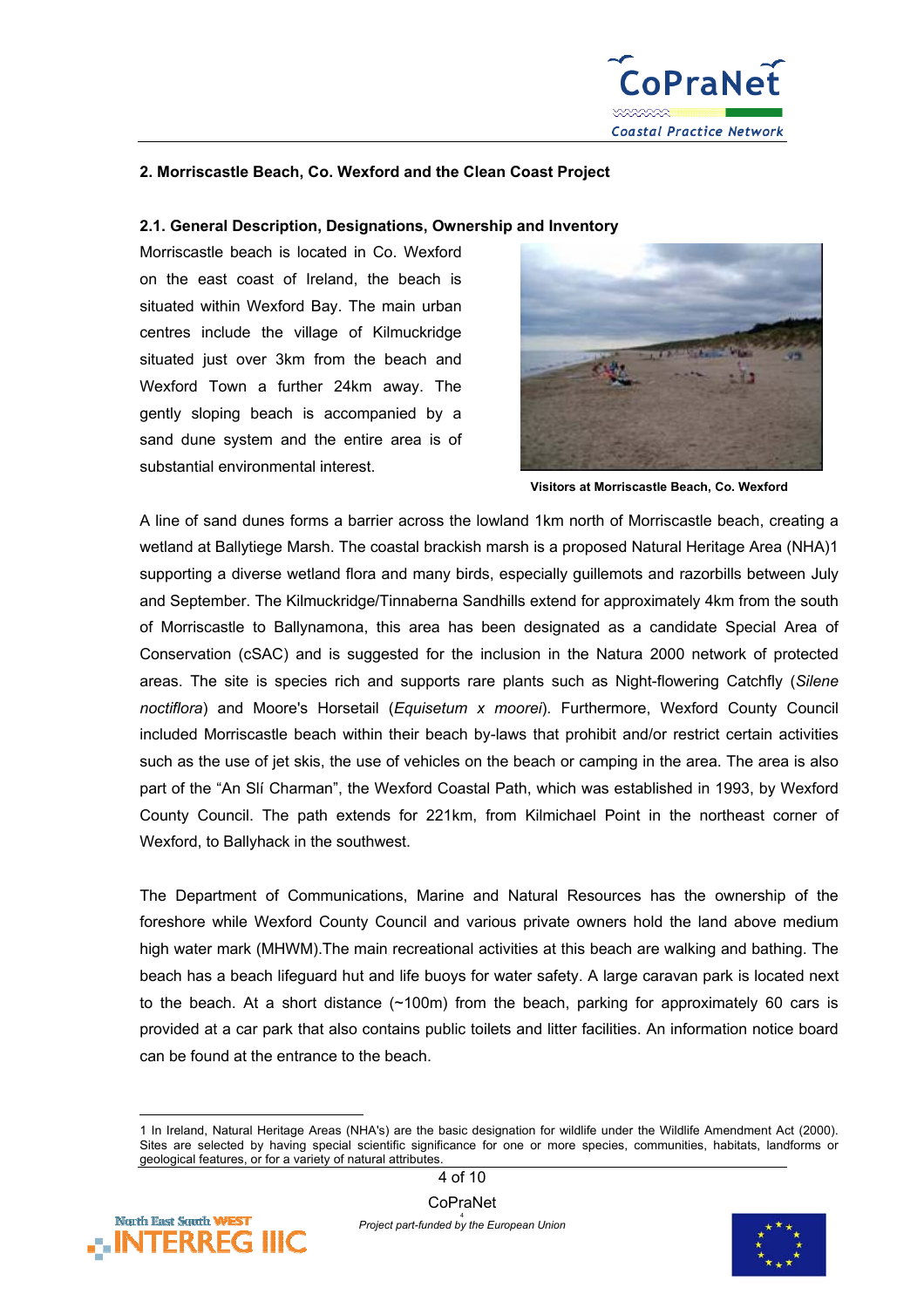## 2. Morriscastle Beach, Co. Wexford and the Clean Coast Project

### 2.1. General Description, Designations, Ownership and Inventory

Morriscastle beach is located in Co. Wexford on the east coast of Ireland, the beach is situated within Wexford Bay. The main urban centres include the village of Kilmuckridge situated just over 3km from the beach and Wexford Town a further 24km away. The gently sloping beach is accompanied by a sand dune system and the entire area is of substantial environmental interest.

Visitors at Morriscastle Beach, Co. Wexford

A line of sand dunes forms a barrier across the lowland 1km north of Morriscastle beach, creating a wetland at Ballytiege Marsh. The coastal brackish marsh is a proposed Natural Heritage Area (NHA)[1] supporting a diverse wetland flora and many birds, especially guillemots and razorbills between July and September. The Kilmuckridge/Tinnaberna Sandhills extend for approximately 4km from the south of Morriscastle to Ballynamona, this area has been designated as a candidate Special Area of Conservation (cSAC) and is suggested for the inclusion in the Natura 2000 network of protected areas. The site is species rich and supports rare plants such as Night-flowering Catchfly (*Silene noctiflora*) and Moore's Horsetail (*Equisetum x moorei*). Furthermore, Wexford County Council included Morriscastle beach within their beach by-laws that prohibit and/or restrict certain activities such as the use of jet skis, the use of vehicles on the beach or camping in the area. The area is also part of the "An Slí Charman", the Wexford Coastal Path, which was established in 1993, by Wexford County Council. The path extends for 221km, from Kilmichael Point in the northeast corner of Wexford, to Ballyhack in the southwest.

The Department of Communications, Marine and Natural Resources has the ownership of the foreshore while Wexford County Council and various private owners hold the land above medium high water mark (MHWM).The main recreational activities at this beach are walking and bathing. The beach has a beach lifeguard hut and life buoys for water safety. A large caravan park is located next to the beach. At a short distance (~100m) from the beach, parking for approximately 60 cars is provided at a car park that also contains public toilets and litter facilities. An information notice board can be found at the entrance to the beach.

---

1 In Ireland, Natural Heritage Areas (NHA's) are the basic designation for wildlife under the Wildlife Amendment Act (2000). Sites are selected by having special scientific significance for one or more species, communities, habitats, landforms or geological features, or for a variety of natural attributes.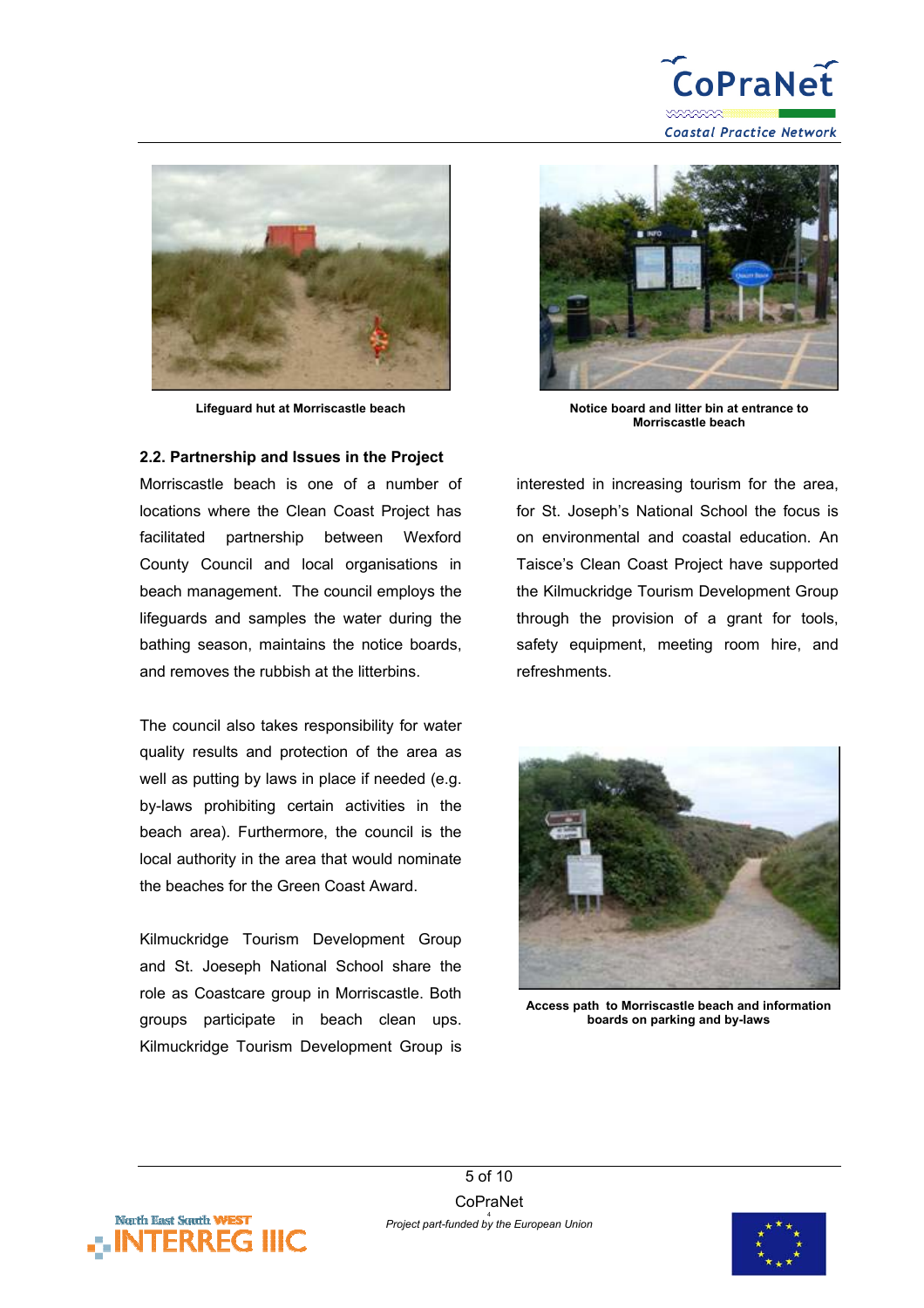Lifeguard hut at Morriscastle beach

Notice board and litter bin at entrance to Morriscastle beach

### 2.2. Partnership and Issues in the Project

Morriscastle beach is one of a number of locations where the Clean Coast Project has facilitated partnership between Wexford County Council and local organisations in beach management. The council employs the lifeguards and samples the water during the bathing season, maintains the notice boards, and removes the rubbish at the litterbins.

The council also takes responsibility for water quality results and protection of the area as well as putting by laws in place if needed (e.g. by-laws prohibiting certain activities in the beach area). Furthermore, the council is the local authority in the area that would nominate the beaches for the Green Coast Award.

Kilmuckridge Tourism Development Group and St. Joeseph National School share the role as Coastcare group in Morriscastle. Both groups participate in beach clean ups. Kilmuckridge Tourism Development Group is interested in increasing tourism for the area, for St. Joseph's National School the focus is on environmental and coastal education. An Taisce's Clean Coast Project have supported the Kilmuckridge Tourism Development Group through the provision of a grant for tools, safety equipment, meeting room hire, and refreshments.

Access path to Morriscastle beach and information boards on parking and by-laws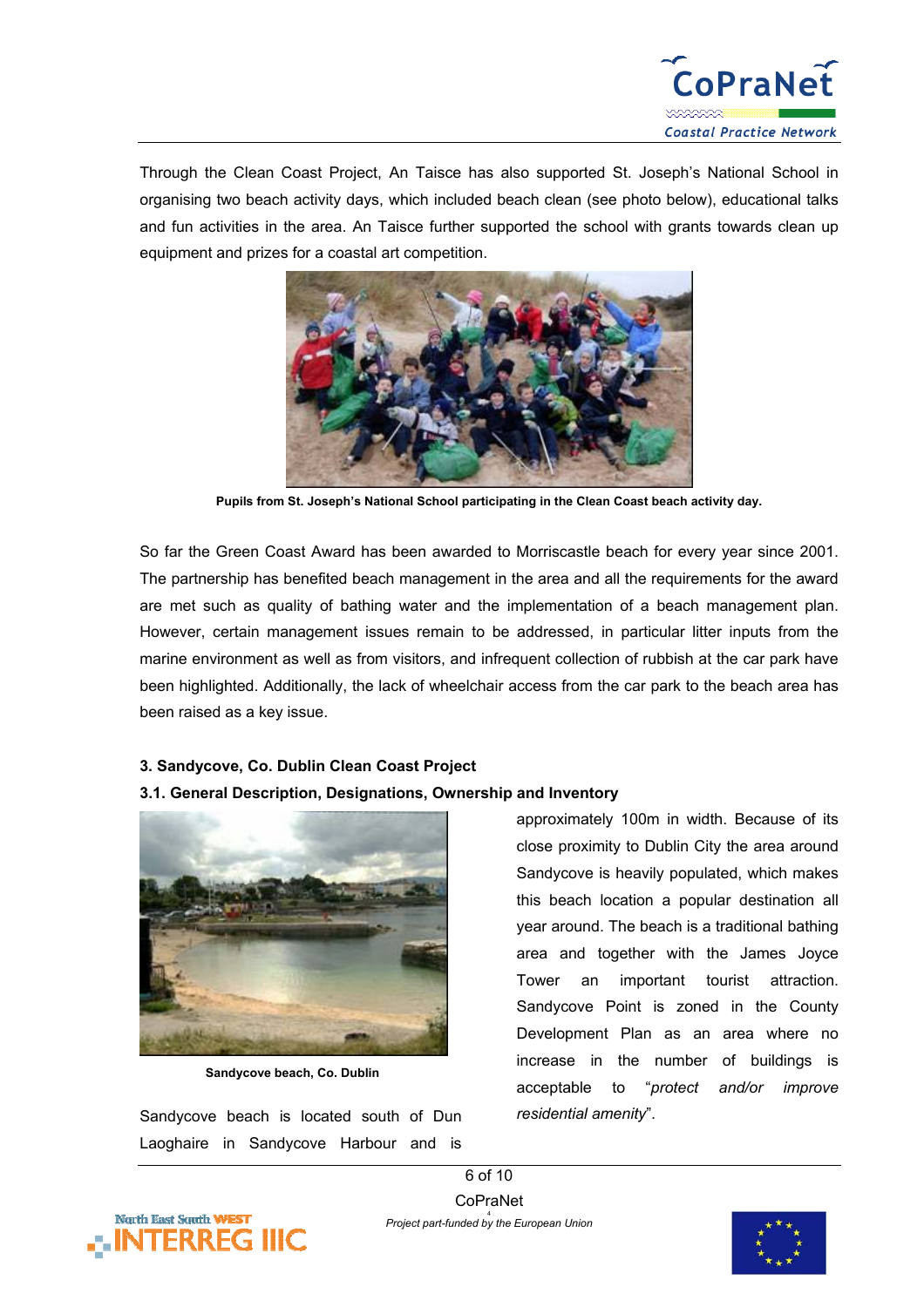Through the Clean Coast Project, An Taisce has also supported St. Joseph's National School in organising two beach activity days, which included beach clean (see photo below), educational talks and fun activities in the area. An Taisce further supported the school with grants towards clean up equipment and prizes for a coastal art competition.

**Pupils from St. Joseph's National School participating in the Clean Coast beach activity day.**

So far the Green Coast Award has been awarded to Morriscastle beach for every year since 2001. The partnership has benefited beach management in the area and all the requirements for the award are met such as quality of bathing water and the implementation of a beach management plan. However, certain management issues remain to be addressed, in particular litter inputs from the marine environment as well as from visitors, and infrequent collection of rubbish at the car park have been highlighted. Additionally, the lack of wheelchair access from the car park to the beach area has been raised as a key issue.

### 3. Sandycove, Co. Dublin Clean Coast Project

#### 3.1. General Description, Designations, Ownership and Inventory

**Sandycove beach, Co. Dublin**

Sandycove beach is located south of Dun Laoghaire in Sandycove Harbour and is approximately 100m in width. Because of its close proximity to Dublin City the area around Sandycove is heavily populated, which makes this beach location a popular destination all year around. The beach is a traditional bathing area and together with the James Joyce Tower an important tourist attraction. Sandycove Point is zoned in the County Development Plan as an area where no increase in the number of buildings is acceptable to "*protect and/or improve residential amenity*".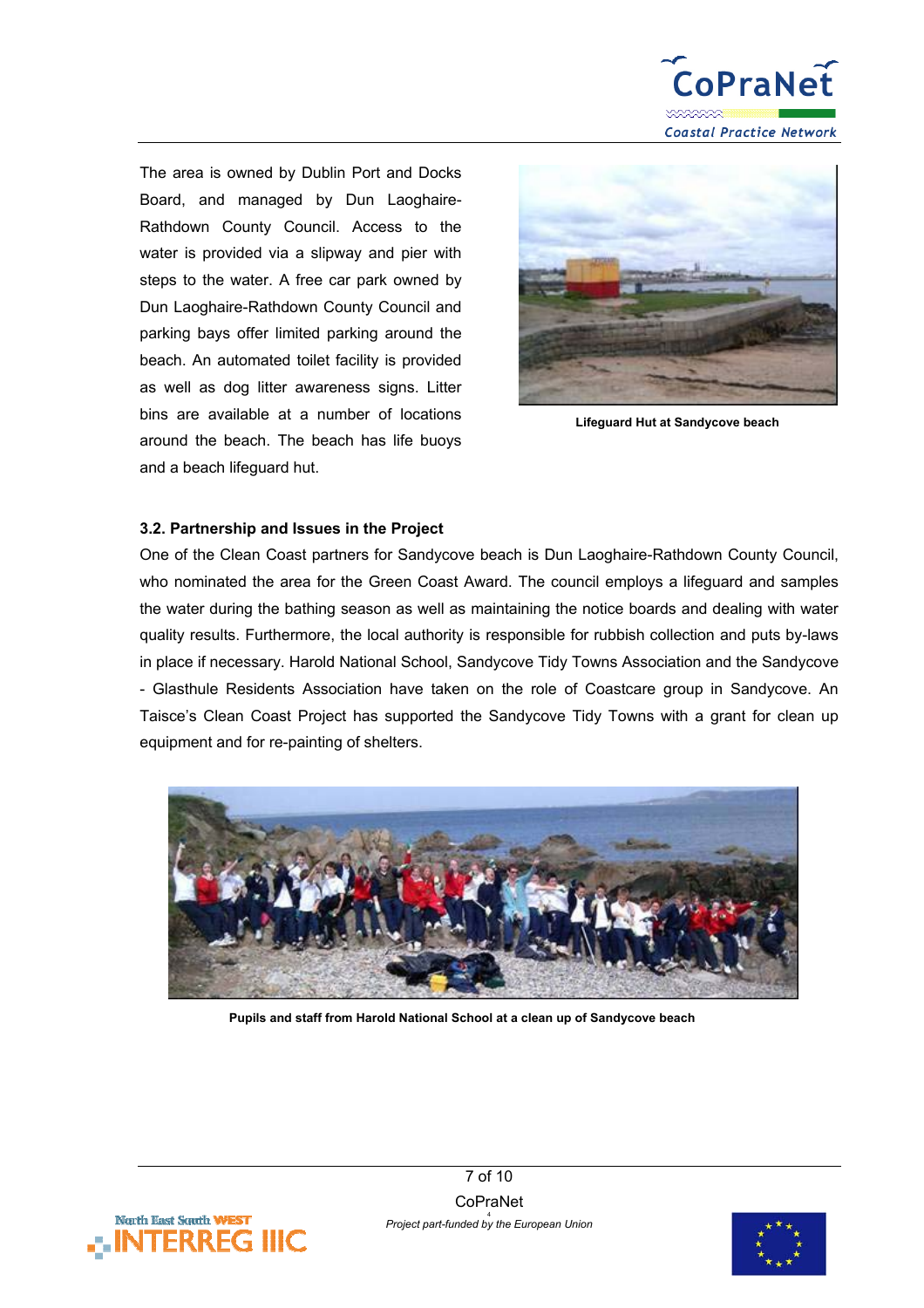The area is owned by Dublin Port and Docks Board, and managed by Dun Laoghaire-Rathdown County Council. Access to the water is provided via a slipway and pier with steps to the water. A free car park owned by Dun Laoghaire-Rathdown County Council and parking bays offer limited parking around the beach. An automated toilet facility is provided as well as dog litter awareness signs. Litter bins are available at a number of locations around the beach. The beach has life buoys and a beach lifeguard hut.

**Lifeguard Hut at Sandycove beach**

### 3.2. Partnership and Issues in the Project

One of the Clean Coast partners for Sandycove beach is Dun Laoghaire-Rathdown County Council, who nominated the area for the Green Coast Award. The council employs a lifeguard and samples the water during the bathing season as well as maintaining the notice boards and dealing with water quality results. Furthermore, the local authority is responsible for rubbish collection and puts by-laws in place if necessary. Harold National School, Sandycove Tidy Towns Association and the Sandycove - Glasthule Residents Association have taken on the role of Coastcare group in Sandycove. An Taisce's Clean Coast Project has supported the Sandycove Tidy Towns with a grant for clean up equipment and for re-painting of shelters.

**Pupils and staff from Harold National School at a clean up of Sandycove beach**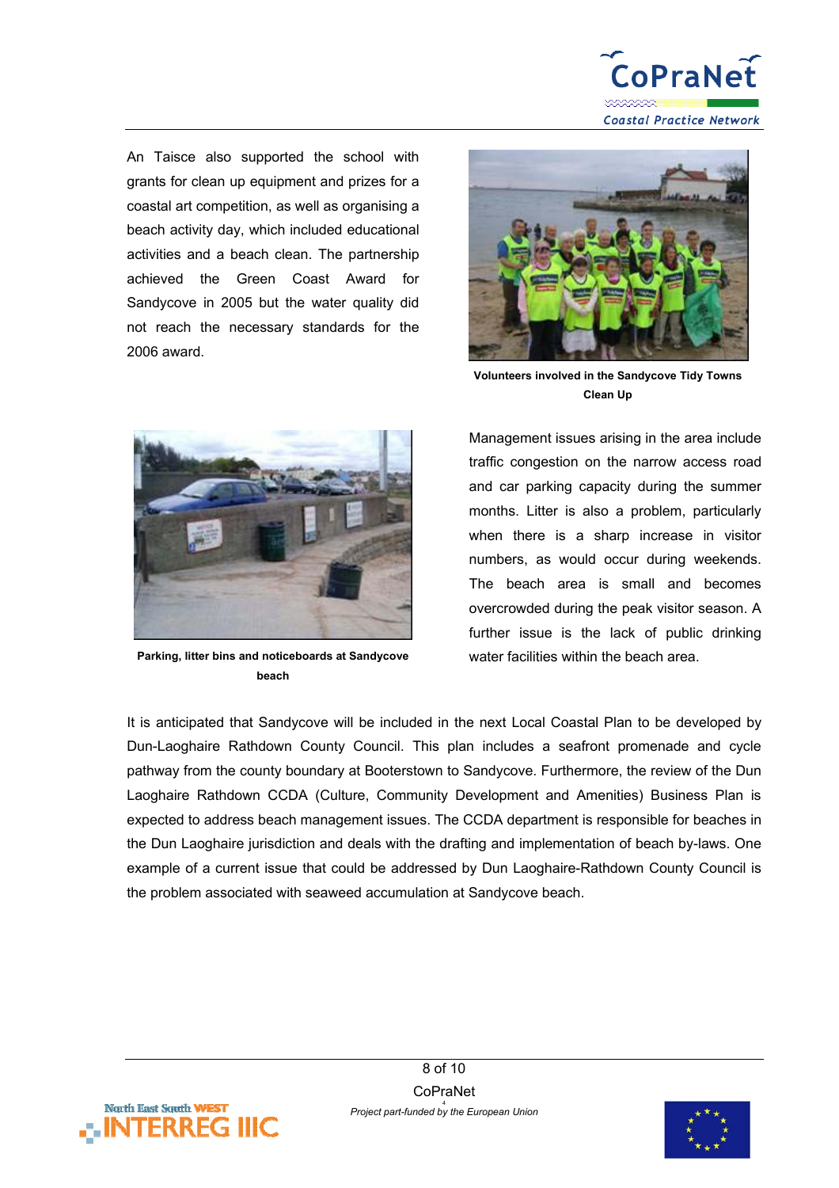An Taisce also supported the school with grants for clean up equipment and prizes for a coastal art competition, as well as organising a beach activity day, which included educational activities and a beach clean. The partnership achieved the Green Coast Award for Sandycove in 2005 but the water quality did not reach the necessary standards for the 2006 award.

**Volunteers involved in the Sandycove Tidy Towns Clean Up**

**Parking, litter bins and noticeboards at Sandycove beach**

Management issues arising in the area include traffic congestion on the narrow access road and car parking capacity during the summer months. Litter is also a problem, particularly when there is a sharp increase in visitor numbers, as would occur during weekends. The beach area is small and becomes overcrowded during the peak visitor season. A further issue is the lack of public drinking water facilities within the beach area.

It is anticipated that Sandycove will be included in the next Local Coastal Plan to be developed by Dun-Laoghaire Rathdown County Council. This plan includes a seafront promenade and cycle pathway from the county boundary at Booterstown to Sandycove. Furthermore, the review of the Dun Laoghaire Rathdown CCDA (Culture, Community Development and Amenities) Business Plan is expected to address beach management issues. The CCDA department is responsible for beaches in the Dun Laoghaire jurisdiction and deals with the drafting and implementation of beach by-laws. One example of a current issue that could be addressed by Dun Laoghaire-Rathdown County Council is the problem associated with seaweed accumulation at Sandycove beach.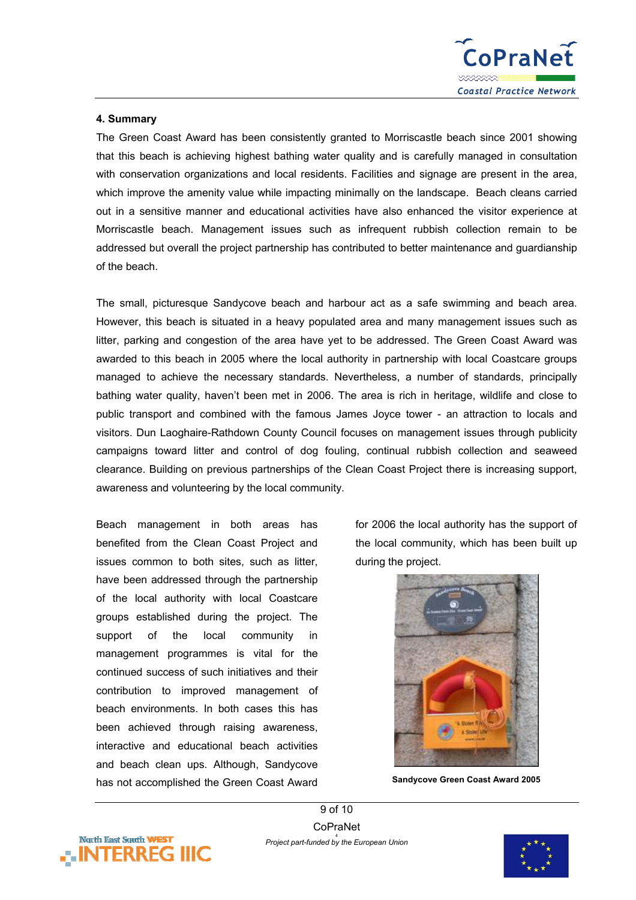## 4. Summary

The Green Coast Award has been consistently granted to Morriscastle beach since 2001 showing that this beach is achieving highest bathing water quality and is carefully managed in consultation with conservation organizations and local residents. Facilities and signage are present in the area, which improve the amenity value while impacting minimally on the landscape. Beach cleans carried out in a sensitive manner and educational activities have also enhanced the visitor experience at Morriscastle beach. Management issues such as infrequent rubbish collection remain to be addressed but overall the project partnership has contributed to better maintenance and guardianship of the beach.

The small, picturesque Sandycove beach and harbour act as a safe swimming and beach area. However, this beach is situated in a heavy populated area and many management issues such as litter, parking and congestion of the area have yet to be addressed. The Green Coast Award was awarded to this beach in 2005 where the local authority in partnership with local Coastcare groups managed to achieve the necessary standards. Nevertheless, a number of standards, principally bathing water quality, haven't been met in 2006. The area is rich in heritage, wildlife and close to public transport and combined with the famous James Joyce tower - an attraction to locals and visitors. Dun Laoghaire-Rathdown County Council focuses on management issues through publicity campaigns toward litter and control of dog fouling, continual rubbish collection and seaweed clearance. Building on previous partnerships of the Clean Coast Project there is increasing support, awareness and volunteering by the local community.

Beach management in both areas has benefited from the Clean Coast Project and issues common to both sites, such as litter, have been addressed through the partnership of the local authority with local Coastcare groups established during the project. The support of the local community in management programmes is vital for the continued success of such initiatives and their contribution to improved management of beach environments. In both cases this has been achieved through raising awareness, interactive and educational beach activities and beach clean ups. Although, Sandycove has not accomplished the Green Coast Award for 2006 the local authority has the support of the local community, which has been built up during the project.

**Sandycove Green Coast Award 2005**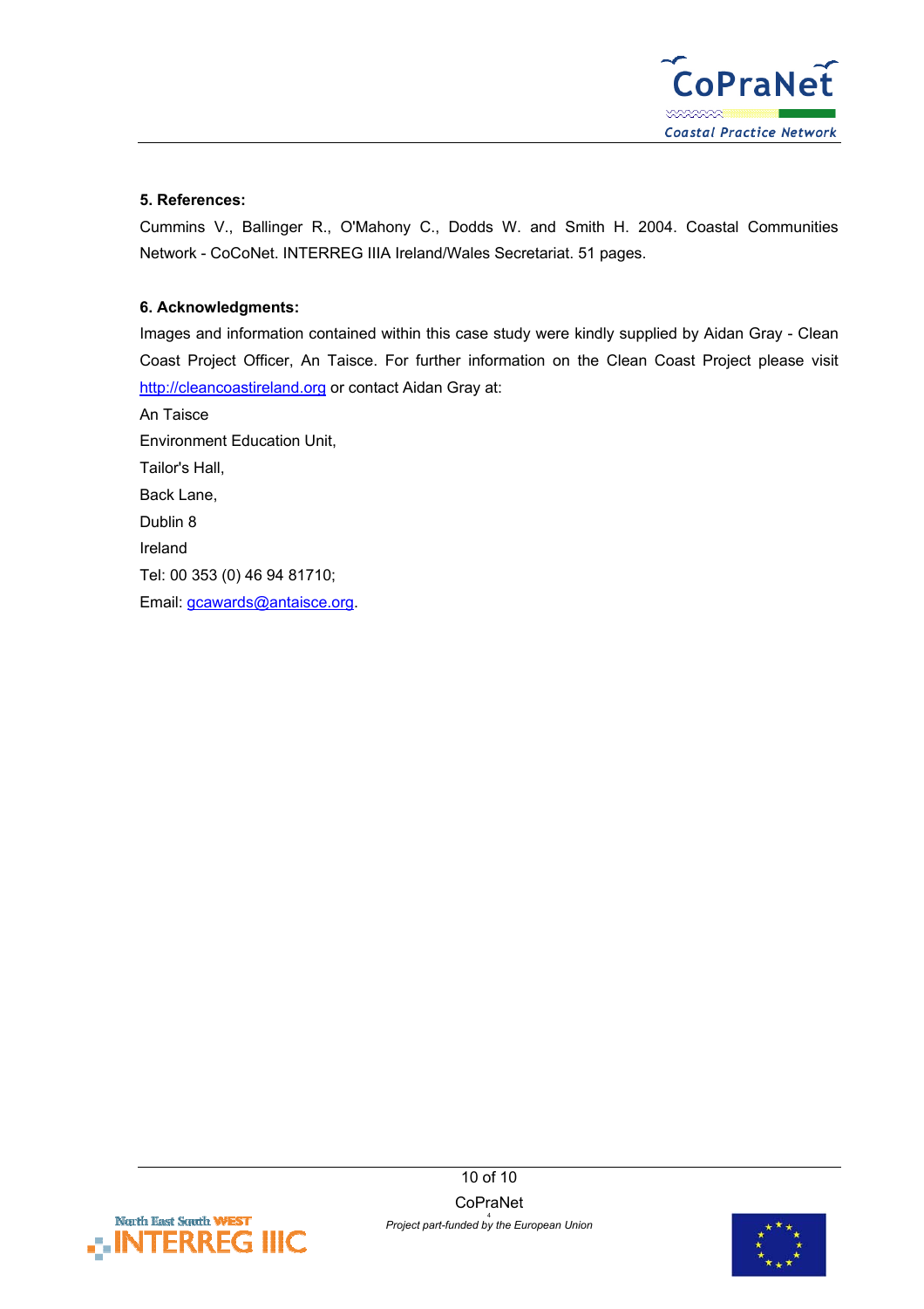**5. References:**

Cummins V., Ballinger R., O'Mahony C., Dodds W. and Smith H. 2004. Coastal Communities Network - CoCoNet. INTERREG IIIA Ireland/Wales Secretariat. 51 pages.

**6. Acknowledgments:**

Images and information contained within this case study were kindly supplied by Aidan Gray - Clean Coast Project Officer, An Taisce. For further information on the Clean Coast Project please visit http://cleancoastireland.org or contact Aidan Gray at:

An Taisce

Environment Education Unit,

Tailor's Hall,

Back Lane,

Dublin 8

Ireland

Tel: 00 353 (0) 46 94 81710;

Email: gcawards@antaisce.org.